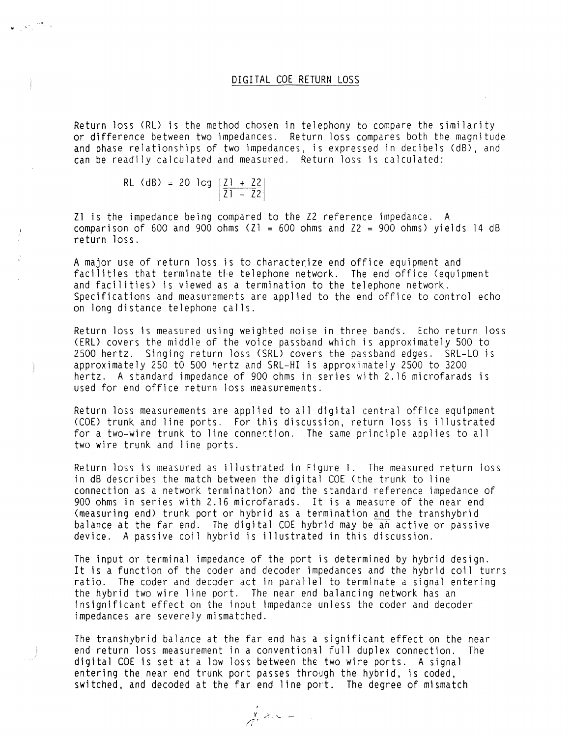# DIGITAL COE RETURN LOSS

Return loss (RL) is the method chosen in telephony to compare the similarity or difference between two impedances. Return loss compares both the magnitude and phase relationships of two impedances, is expressed in decibels (dB), and can be readily calculated and measured. Return loss is calculated:

$$RL\ (dB) = 20 \log \left| \frac{Z1 + Z2}{Z1 - Z2} \right|$$

Z1 is the impedance being compared to the Z2 reference impedance. A comparison of 600 and 900 ohms (Z1 = 600 ohms and Z2 = 900 ohms) yields 14 dB return loss.

A major use of return loss is to characterize end office equipment and facilities that terminate the telephone network. The end office (equipment and facilities) is viewed as a termination to the telephone network. Specifications and measurements are applied to the end office to control echo on long distance telephone calls.

Return loss is measured using weighted noise in three bands. Echo return loss (ERL) covers the middle of the voice passband which is approximately 500 to 2500 hertz. Singing return loss (SRL) covers the passband edges. SRL-LO is approximately 250 t0 500 hertz and SRL-HI is approximately 2500 to 3200 hertz. A standard impedance of 900 ohms in series with 2.16 microfarads is used for end office return loss measurements.

Return loss measurements are applied to all digital central office equipment (COE) trunk and line ports. For this discussion, return loss is illustrated for a two-wire trunk to line connection. The same principle applies to all two wire trunk and line ports.

Return loss is measured as illustrated in Figure 1. The measured return loss in dB describes the match between the digital COE (the trunk to line connection as a network termination) and the standard reference impedance of 900 ohms in series with 2.16 microfarads. It is a measure of the near end (measuring end) trunk port or hybrid as a termination <u>and</u> the transhybrid balance at the far end. The digital COE hybrid may be an active or passive device. A passive coil hybrid is illustrated in this discussion.

The input or terminal impedance of the port is determined by hybrid design. It is a function of the coder and decoder impedances and the hybrid coil turns ratio. The coder and decoder act in parallel to terminate a signal entering the hybrid two wire line port. The near end balancing network has an insignificant effect on the input impedance unless the coder and decoder impedances are severely mismatched.

The transhybrid balance at the far end has a significant effect on the near end return loss measurement in a conventional full duplex connection. The digital COE is set at a low loss between the two wire ports. A signal entering the near end trunk port passes through the hybrid, is coded, switched, and decoded at the far end line port. The degree of mismatch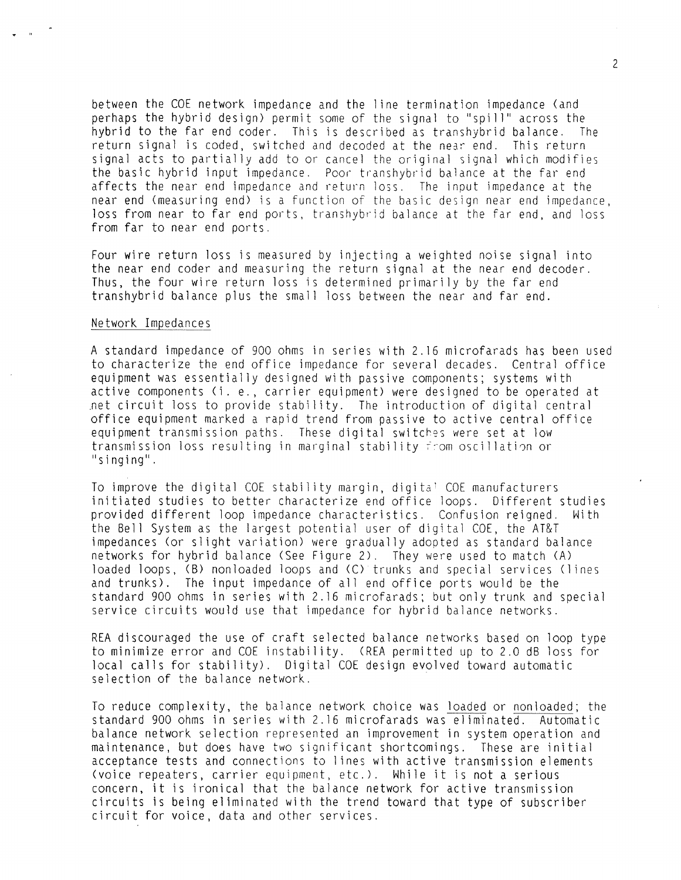between the COE network impedance and the line termination impedance (and perhaps the hybrid design) permit some of the signal to "spill" across the hybrid to the far end coder. This is described as transhybrid balance. The return signal is coded, switched and decoded at the near end. This return signal acts to partially add to or cancel the original signal which modifies the basic hybrid input impedance. Poor transhybrid balance at the far end affects the near end impedance and return loss. The input impedance at the near end (measuring end) is a function of the basic design near end impedance, loss from near to far end ports, transhybrid balance at the far end, and loss from far to near end ports.

Four wire return loss is measured by injecting a weighted noise signal into the near end coder and measuring the return signal at the near end decoder. Thus, the four wire return loss is determined primarily by the far end transhybrid balance plus the small loss between the near and far end.

## Network Impedances

A standard impedance of 900 ohms in series with 2.16 microfarads has been used to characterize the end office impedance for several decades. Central office equipment was essentially designed with passive components; systems with active components (i. e., carrier equipment) were designed to be operated at net circuit loss to provide stability. The introduction of digital central office equipment marked a rapid trend from passive to active central office equipment transmission paths. These digital switches were set at low transmission loss resulting in marginal stability from oscillation or "singing".

To improve the digital COE stability margin, digital COE manufacturers initiated studies to better characterize end office loops. Different studies provided different loop impedance characteristics. Confusion reigned. With the Bell System as the largest potential user of digital COE, the AT&T impedances (or slight variation) were gradually adopted as standard balance networks for hybrid balance (See Figure 2). They were used to match (A) loaded loops, (B) nonloaded loops and (C) trunks and special services (lines and trunks). The input impedance of all end office ports would be the standard 900 ohms in series with 2.16 microfarads; but only trunk and special service circuits would use that impedance for hybrid balance networks.

REA discouraged the use of craft selected balance networks based on loop type to minimize error and COE instability. (REA permitted up to 2.0 dB loss for local calls for stability). Digital COE design evolved toward automatic selection of the balance network.

To reduce complexity, the balance network choice was loaded or nonloaded; the standard 900 ohms in series with 2.16 microfarads was eliminated. Automatic balance network selection represented an improvement in system operation and maintenance, but does have two significant shortcomings. These are initial acceptance tests and connections to lines with active transmission elements (voice repeaters, carrier equipment, etc.). While it is not a serious concern, it is ironical that the balance network for active transmission circuits is being eliminated with the trend toward that type of subscriber circuit for voice, data and other services.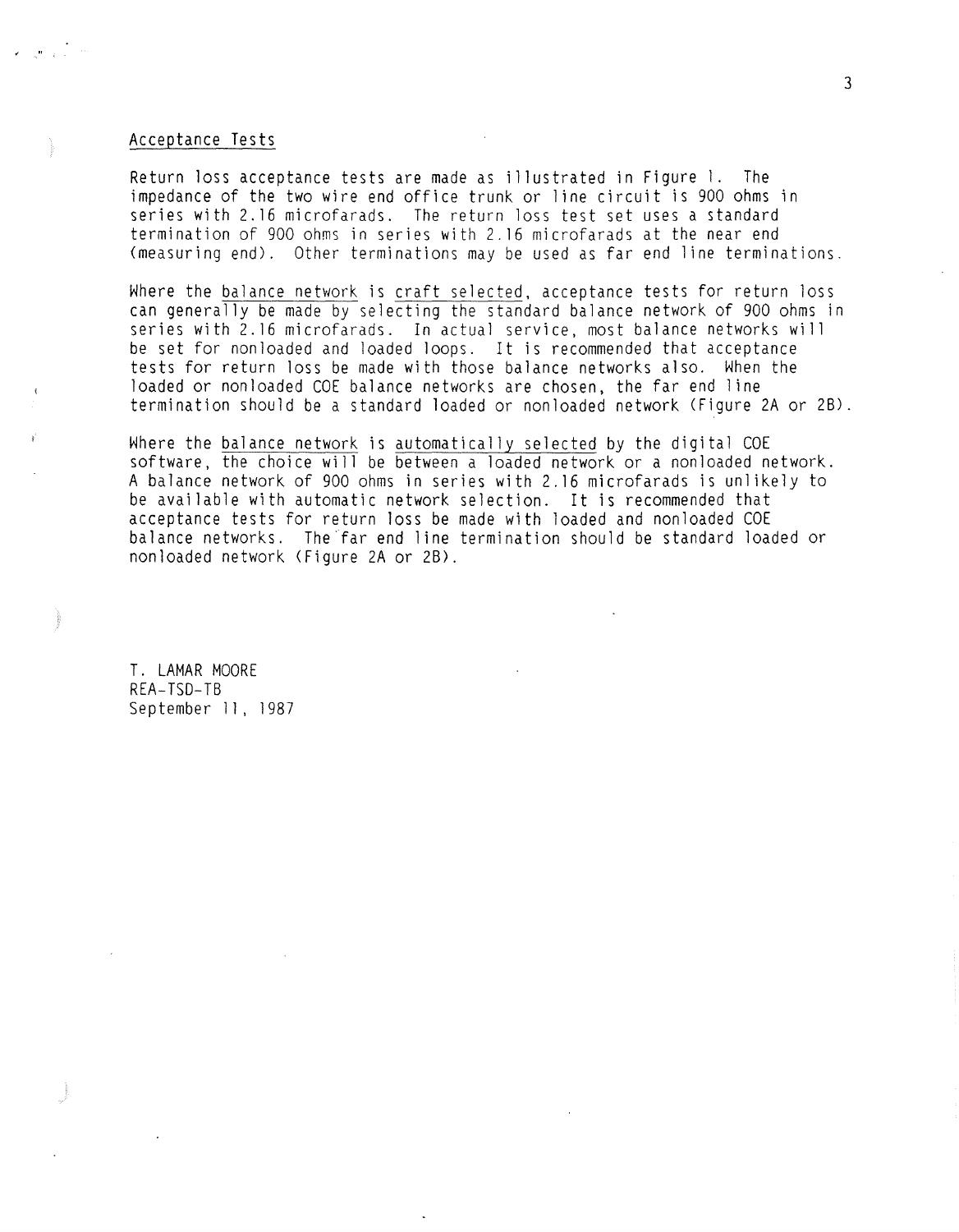## Acceptance Tests

Return loss acceptance tests are made as illustrated in Figure 1. The impedance of the two wire end office trunk or line circuit is 900 ohms in series with 2.16 microfarads. The return loss test set uses a standard termination of 900 ohms in series with 2.16 microfarads at the near end (measuring end). Other terminations may be used as far end line terminations.

Where the balance network is craft selected, acceptance tests for return loss can generally be made by selecting the standard balance network of 900 ohms in series with 2.16 microfarads. In actual service, most balance networks will be set for nonloaded and loaded loops. It is recommended that acceptance tests for return loss be made with those balance networks also. When the loaded or nonloaded COE balance networks are chosen, the far end line termination should be a standard loaded or nonloaded network (Figure 2A or 2B).

Where the balance network is automatically selected by the digital COE software, the choice will be between a loaded network or a nonloaded network. A balance network of 900 ohms in series with 2.16 microfarads is unlikely to be available with automatic network selection. It is recommended that acceptance tests for return loss be made with loaded and nonloaded COE balance networks. The far end line termination should be standard loaded or nonloaded network (Figure 2A or 2B).

T. LAMAR MOORE
REA-TSD-TB
September 11, 1987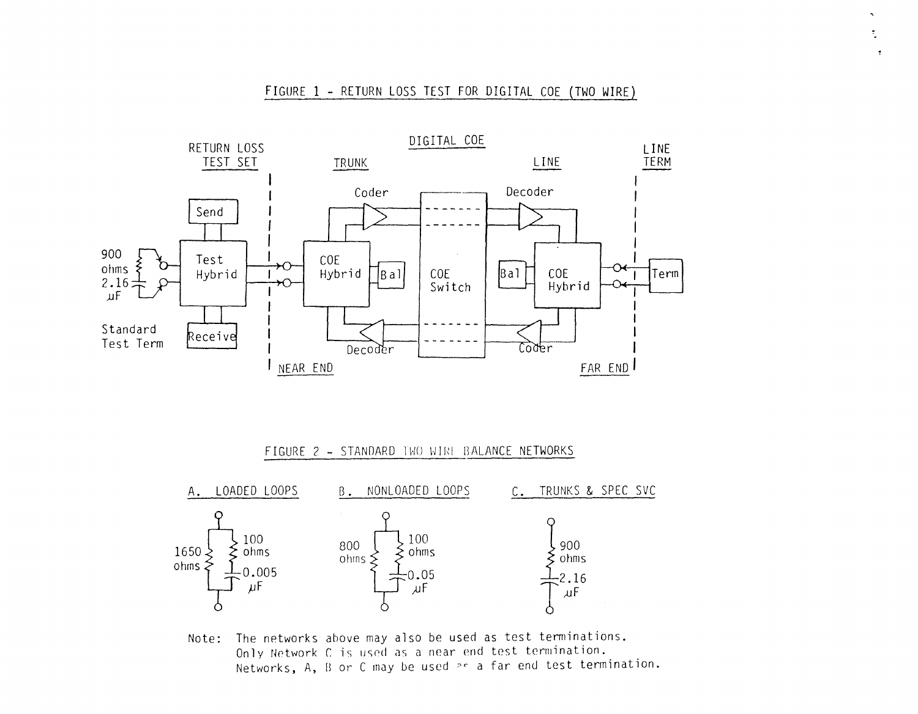FIGURE 1 - RETURN LOSS TEST FOR DIGITAL COE (TWO WIRE)

RETURN LOSS TEST SET

DIGITAL COE

TRUNK

LINE

LINE TERM

Send

Test Hybrid

Receive

900 ohms 2.16 µF

Standard Test Term

Coder

Decoder

COE Hybrid

Bal

COE Switch

Bal

COE Hybrid

Decoder

Coder

Term

NEAR END

FAR END

FIGURE 2 - STANDARD TWO WIRE BALANCE NETWORKS

A. LOADED LOOPS

1650 ohms

100 ohms

0.005 µF

B. NONLOADED LOOPS

800 ohms

100 ohms

0.05 µF

C. TRUNKS & SPEC SVC

900 ohms

2.16 µF

Note: The networks above may also be used as test terminations.
Only Network C is used as a near end test termination.
Networks, A, B or C may be used as a far end test termination.